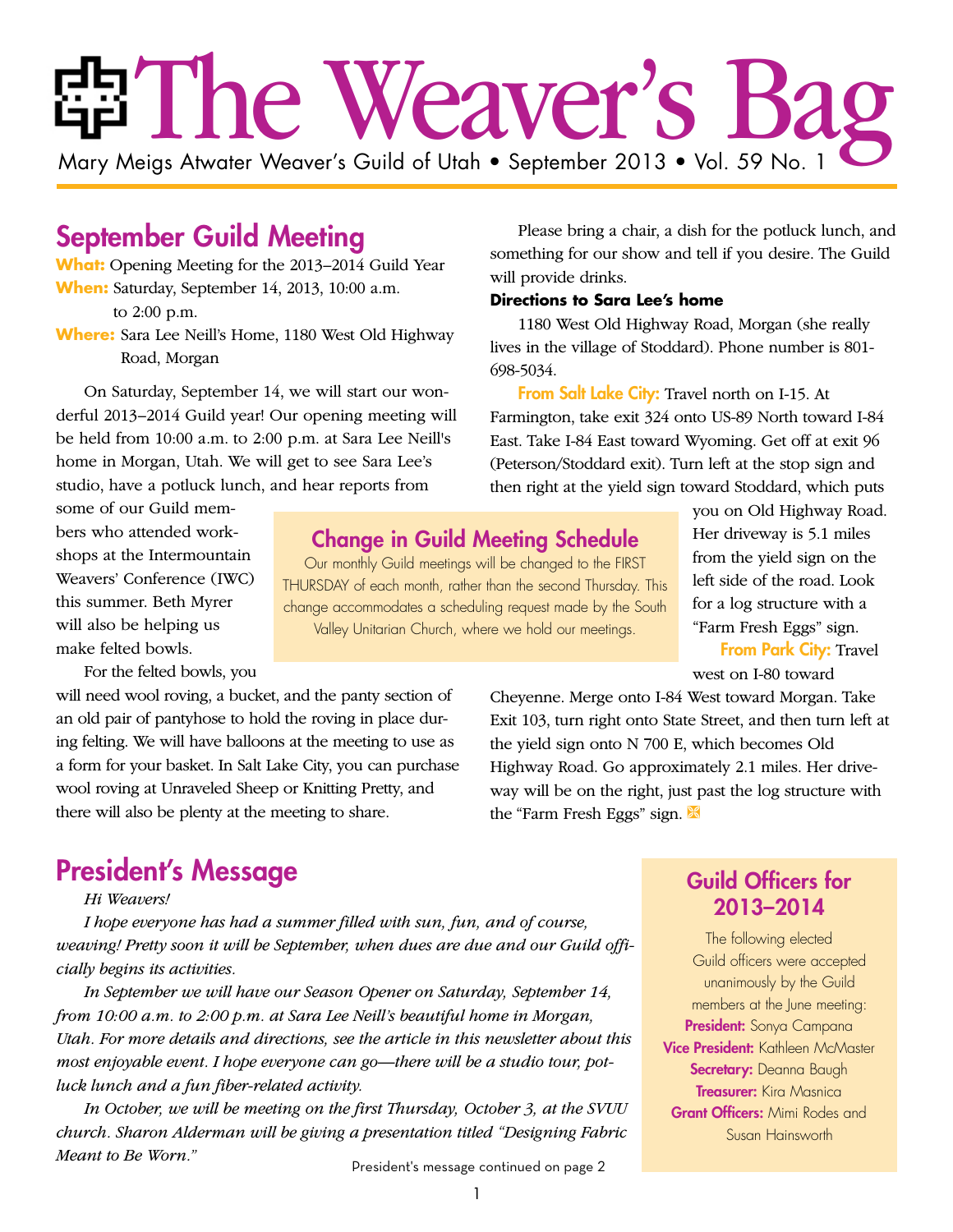# The Weaver's Bag

Mary Meigs Atwater Weaver's Guild of Utah • September 2013 • Vol. 59 No. 1

## September Guild Meeting

**What:** Opening Meeting for the 2013–2014 Guild Year

**When:** Saturday, September 14, 2013, 10:00 a.m. to 2:00 p.m.

**Where:** Sara Lee Neill's Home, 1180 West Old Highway Road, Morgan

On Saturday, September 14, we will start our wonderful 2013–2014 Guild year! Our opening meeting will be held from 10:00 a.m. to 2:00 p.m. at Sara Lee Neill's home in Morgan, Utah. We will get to see Sara Lee's studio, have a potluck lunch, and hear reports from some of our Guild members who attended workshops at the Intermountain Weavers' Conference (IWC) this summer. Beth Myrer will also be helping us make felted bowls.

For the felted bowls, you will need wool roving, a bucket, and the panty section of an old pair of pantyhose to hold the roving in place during felting. We will have balloons at the meeting to use as a form for your basket. In Salt Lake City, you can purchase wool roving at Unraveled Sheep or Knitting Pretty, and there will also be plenty at the meeting to share.

Please bring a chair, a dish for the potluck lunch, and something for our show and tell if you desire. The Guild will provide drinks.

**Directions to Sara Lee's home**

1180 West Old Highway Road, Morgan (she really lives in the village of Stoddard). Phone number is 801-698-5034.

**From Salt Lake City:** Travel north on I-15. At Farmington, take exit 324 onto US-89 North toward I-84 East. Take I-84 East toward Wyoming. Get off at exit 96 (Peterson/Stoddard exit). Turn left at the stop sign and then right at the yield sign toward Stoddard, which puts you on Old Highway Road. Her driveway is 5.1 miles from the yield sign on the left side of the road. Look for a log structure with a "Farm Fresh Eggs" sign.

**From Park City:** Travel west on I-80 toward Cheyenne. Merge onto I-84 West toward Morgan. Take Exit 103, turn right onto State Street, and then turn left at the yield sign onto N 700 E, which becomes Old Highway Road. Go approximately 2.1 miles. Her driveway will be on the right, just past the log structure with the "Farm Fresh Eggs" sign.

### Change in Guild Meeting Schedule

Our monthly Guild meetings will be changed to the FIRST THURSDAY of each month, rather than the second Thursday. This change accommodates a scheduling request made by the South Valley Unitarian Church, where we hold our meetings.

## President's Message

*Hi Weavers!*

*I hope everyone has had a summer filled with sun, fun, and of course, weaving! Pretty soon it will be September, when dues are due and our Guild officially begins its activities.*

*In September we will have our Season Opener on Saturday, September 14, from 10:00 a.m. to 2:00 p.m. at Sara Lee Neill's beautiful home in Morgan, Utah. For more details and directions, see the article in this newsletter about this most enjoyable event. I hope everyone can go—there will be a studio tour, potluck lunch and a fun fiber-related activity.*

*In October, we will be meeting on the first Thursday, October 3, at the SVUU church. Sharon Alderman will be giving a presentation titled "Designing Fabric Meant to Be Worn."*

President's message continued on page 2

### Guild Officers for 2013–2014

The following elected Guild officers were accepted unanimously by the Guild members at the June meeting:

**President:** Sonya Campana

**Vice President:** Kathleen McMaster

**Secretary:** Deanna Baugh

**Treasurer:** Kira Masnica

**Grant Officers:** Mimi Rodes and Susan Hainsworth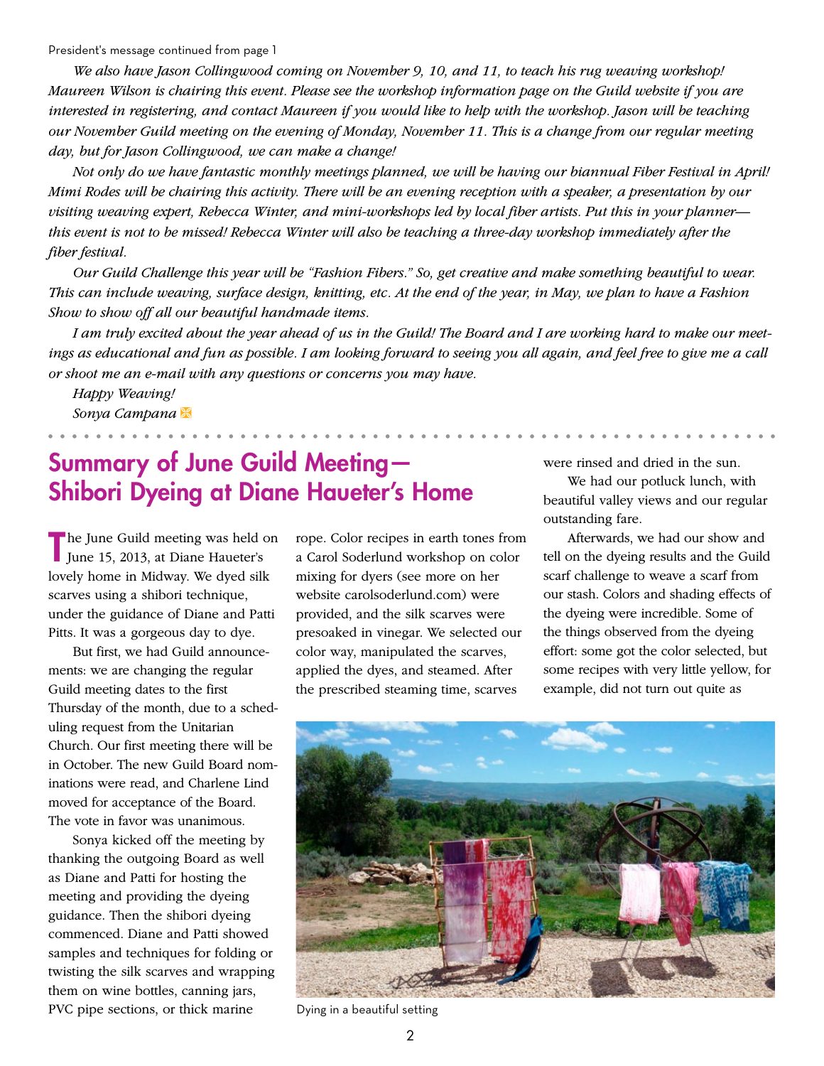President's message continued from page 1

*We also have Jason Collingwood coming on November 9, 10, and 11, to teach his rug weaving workshop! Maureen Wilson is chairing this event. Please see the workshop information page on the Guild website if you are interested in registering, and contact Maureen if you would like to help with the workshop. Jason will be teaching our November Guild meeting on the evening of Monday, November 11. This is a change from our regular meeting day, but for Jason Collingwood, we can make a change!*

*Not only do we have fantastic monthly meetings planned, we will be having our biannual Fiber Festival in April! Mimi Rodes will be chairing this activity. There will be an evening reception with a speaker, a presentation by our visiting weaving expert, Rebecca Winter, and mini-workshops led by local fiber artists. Put this in your planner—this event is not to be missed! Rebecca Winter will also be teaching a three-day workshop immediately after the fiber festival.*

*Our Guild Challenge this year will be "Fashion Fibers." So, get creative and make something beautiful to wear. This can include weaving, surface design, knitting, etc. At the end of the year, in May, we plan to have a Fashion Show to show off all our beautiful handmade items.*

*I am truly excited about the year ahead of us in the Guild! The Board and I are working hard to make our meetings as educational and fun as possible. I am looking forward to seeing you all again, and feel free to give me a call or shoot me an e-mail with any questions or concerns you may have.*

*Happy Weaving!*

*Sonya Campana*

## Summary of June Guild Meeting—Shibori Dyeing at Diane Haueter's Home

The June Guild meeting was held on June 15, 2013, at Diane Haueter's lovely home in Midway. We dyed silk scarves using a shibori technique, under the guidance of Diane and Patti Pitts. It was a gorgeous day to dye.

But first, we had Guild announcements: we are changing the regular Guild meeting dates to the first Thursday of the month, due to a scheduling request from the Unitarian Church. Our first meeting there will be in October. The new Guild Board nominations were read, and Charlene Lind moved for acceptance of the Board. The vote in favor was unanimous.

Sonya kicked off the meeting by thanking the outgoing Board as well as Diane and Patti for hosting the meeting and providing the dyeing guidance. Then the shibori dyeing commenced. Diane and Patti showed samples and techniques for folding or twisting the silk scarves and wrapping them on wine bottles, canning jars, PVC pipe sections, or thick marine rope. Color recipes in earth tones from a Carol Soderlund workshop on color mixing for dyers (see more on her website carolsoderlund.com) were provided, and the silk scarves were presoaked in vinegar. We selected our color way, manipulated the scarves, applied the dyes, and steamed. After the prescribed steaming time, scarves were rinsed and dried in the sun.

We had our potluck lunch, with beautiful valley views and our regular outstanding fare.

Afterwards, we had our show and tell on the dyeing results and the Guild scarf challenge to weave a scarf from our stash. Colors and shading effects of the dyeing were incredible. Some of the things observed from the dyeing effort: some got the color selected, but some recipes with very little yellow, for example, did not turn out quite as

Dying in a beautiful setting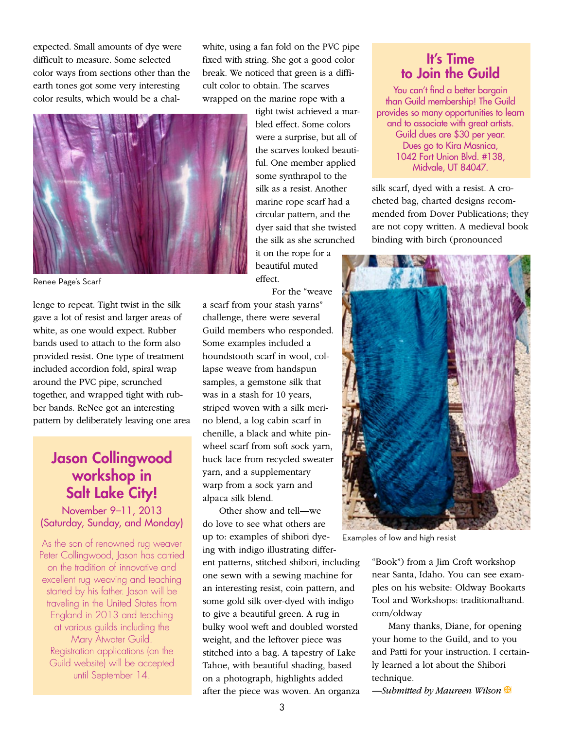expected. Small amounts of dye were difficult to measure. Some selected color ways from sections other than the earth tones got some very interesting color results, which would be a challenge to repeat. Tight twist in the silk gave a lot of resist and larger areas of white, as one would expect. Rubber bands used to attach to the form also provided resist. One type of treatment included accordion fold, spiral wrap around the PVC pipe, scrunched together, and wrapped tight with rubber bands. ReNee got an interesting pattern by deliberately leaving one area white, using a fan fold on the PVC pipe fixed with string. She got a good color break. We noticed that green is a difficult color to obtain. The scarves wrapped on the marine rope with a tight twist achieved a marbled effect. Some colors were a surprise, but all of the scarves looked beautiful. One member applied some synthrapol to the silk as a resist. Another marine rope scarf had a circular pattern, and the dyer said that she twisted the silk as she scrunched it on the rope for a beautiful muted effect.

Renee Page's Scarf

For the "weave a scarf from your stash yarns" challenge, there were several Guild members who responded. Some examples included a houndstooth scarf in wool, collapse weave from handspun samples, a gemstone silk that was in a stash for 10 years, striped woven with a silk merino blend, a log cabin scarf in chenille, a black and white pinwheel scarf from soft sock yarn, huck lace from recycled sweater yarn, and a supplementary warp from a sock yarn and alpaca silk blend.

Other show and tell—we do love to see what others are up to: examples of shibori dyeing with indigo illustrating different patterns, stitched shibori, including one sewn with a sewing machine for an interesting resist, coin pattern, and some gold silk over-dyed with indigo to give a beautiful green. A rug in bulky wool weft and doubled worsted weight, and the leftover piece was stitched into a bag. A tapestry of Lake Tahoe, with beautiful shading, based on a photograph, highlights added after the piece was woven. An organza silk scarf, dyed with a resist. A crocheted bag, charted designs recommended from Dover Publications; they are not copy written. A medieval book binding with birch (pronounced "Book") from a Jim Croft workshop near Santa, Idaho. You can see examples on his website: Oldway Bookarts Tool and Workshops: traditionalhand.com/oldway

Examples of low and high resist

Many thanks, Diane, for opening your home to the Guild, and to you and Patti for your instruction. I certainly learned a lot about the Shibori technique.

*—Submitted by Maureen Wilson*

## Jason Collingwood workshop in Salt Lake City!

November 9–11, 2013
(Saturday, Sunday, and Monday)

As the son of renowned rug weaver Peter Collingwood, Jason has carried on the tradition of innovative and excellent rug weaving and teaching started by his father. Jason will be traveling in the United States from England in 2013 and teaching at various guilds including the Mary Atwater Guild. Registration applications (on the Guild website) will be accepted until September 14.

## It's Time to Join the Guild

You can't find a better bargain than Guild membership! The Guild provides so many opportunities to learn and to associate with great artists. Guild dues are $30 per year. Dues go to Kira Masnica, 1042 Fort Union Blvd. #138, Midvale, UT 84047.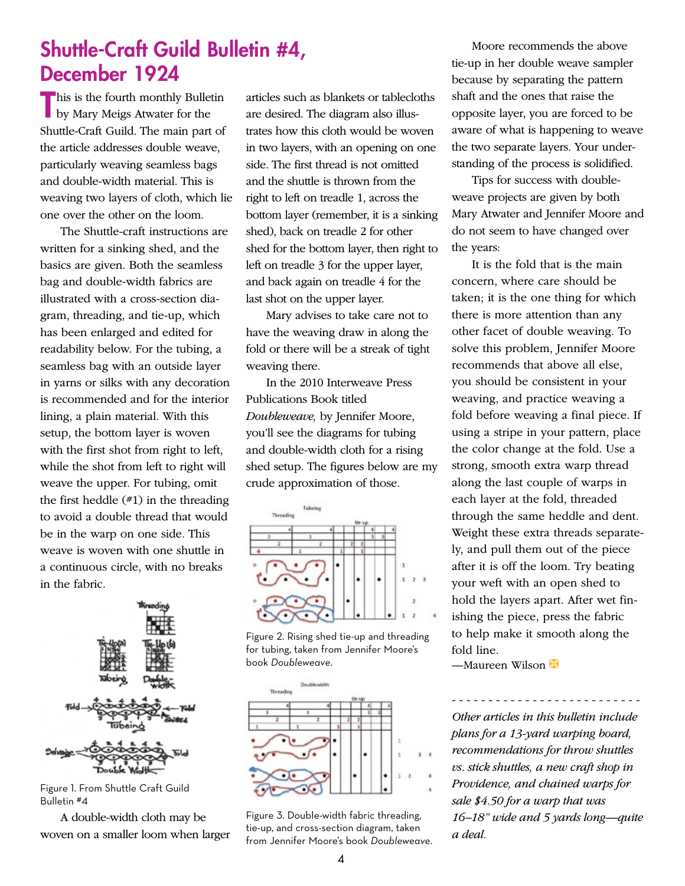# Shuttle-Craft Guild Bulletin #4, December 1924

This is the fourth monthly Bulletin by Mary Meigs Atwater for the Shuttle-Craft Guild. The main part of the article addresses double weave, particularly weaving seamless bags and double-width material. This is weaving two layers of cloth, which lie one over the other on the loom.

The Shuttle-craft instructions are written for a sinking shed, and the basics are given. Both the seamless bag and double-width fabrics are illustrated with a cross-section diagram, threading, and tie-up, which has been enlarged and edited for readability below. For the tubing, a seamless bag with an outside layer in yarns or silks with any decoration is recommended and for the interior lining, a plain material. With this setup, the bottom layer is woven with the first shot from right to left, while the shot from left to right will weave the upper. For tubing, omit the first heddle (#1) in the threading to avoid a double thread that would be in the warp on one side. This weave is woven with one shuttle in a continuous circle, with no breaks in the fabric.

Figure 1. From Shuttle Craft Guild Bulletin #4

A double-width cloth may be woven on a smaller loom when larger articles such as blankets or tablecloths are desired. The diagram also illustrates how this cloth would be woven in two layers, with an opening on one side. The first thread is not omitted and the shuttle is thrown from the right to left on treadle 1, across the bottom layer (remember, it is a sinking shed), back on treadle 2 for other shed for the bottom layer, then right to left on treadle 3 for the upper layer, and back again on treadle 4 for the last shot on the upper layer.

Mary advises to take care not to have the weaving draw in along the fold or there will be a streak of tight weaving there.

In the 2010 Interweave Press Publications Book titled *Doubleweave,* by Jennifer Moore, you'll see the diagrams for tubing and double-width cloth for a rising shed setup. The figures below are my crude approximation of those.

Figure 2. Rising shed tie-up and threading for tubing, taken from Jennifer Moore's book *Doubleweave*.

Figure 3. Double-width fabric threading, tie-up, and cross-section diagram, taken from Jennifer Moore's book *Doubleweave*.

Moore recommends the above tie-up in her double weave sampler because by separating the pattern shaft and the ones that raise the opposite layer, you are forced to be aware of what is happening to weave the two separate layers. Your understanding of the process is solidified.

Tips for success with double-weave projects are given by both Mary Atwater and Jennifer Moore and do not seem to have changed over the years:

It is the fold that is the main concern, where care should be taken; it is the one thing for which there is more attention than any other facet of double weaving. To solve this problem, Jennifer Moore recommends that above all else, you should be consistent in your weaving, and practice weaving a fold before weaving a final piece. If using a stripe in your pattern, place the color change at the fold. Use a strong, smooth extra warp thread along the last couple of warps in each layer at the fold, threaded through the same heddle and dent. Weight these extra threads separately, and pull them out of the piece after it is off the loom. Try beating your weft with an open shed to hold the layers apart. After wet finishing the piece, press the fabric to help make it smooth along the fold line.

—Maureen Wilson

---

*Other articles in this bulletin include plans for a 13-yard warping board, recommendations for throw shuttles vs. stick shuttles, a new craft shop in Providence, and chained warps for sale $4.50 for a warp that was 16–18" wide and 5 yards long—quite a deal.*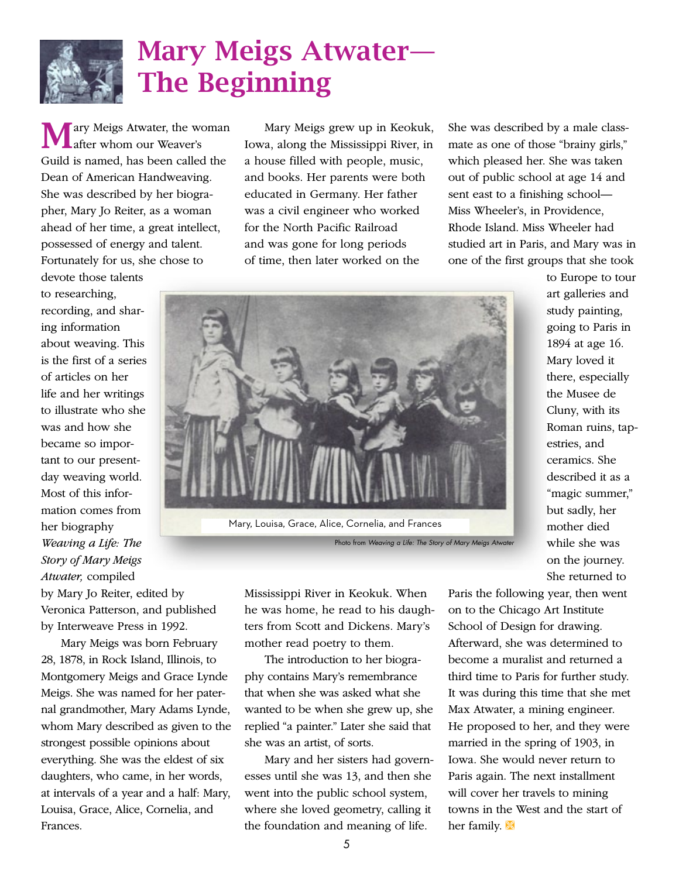# Mary Meigs Atwater—The Beginning

Mary Meigs Atwater, the woman after whom our Weaver's Guild is named, has been called the Dean of American Handweaving. She was described by her biographer, Mary Jo Reiter, as a woman ahead of her time, a great intellect, possessed of energy and talent. Fortunately for us, she chose to devote those talents to researching, recording, and sharing information about weaving. This is the first of a series of articles on her life and her writings to illustrate who she was and how she became so important to our present-day weaving world. Most of this information comes from her biography *Weaving a Life: The Story of Mary Meigs Atwater,* compiled by Mary Jo Reiter, edited by Veronica Patterson, and published by Interweave Press in 1992.

Mary Meigs was born February 28, 1878, in Rock Island, Illinois, to Montgomery Meigs and Grace Lynde Meigs. She was named for her paternal grandmother, Mary Adams Lynde, whom Mary described as given to the strongest possible opinions about everything. She was the eldest of six daughters, who came, in her words, at intervals of a year and a half: Mary, Louisa, Grace, Alice, Cornelia, and Frances.

Mary Meigs grew up in Keokuk, Iowa, along the Mississippi River, in a house filled with people, music, and books. Her parents were both educated in Germany. Her father was a civil engineer who worked for the North Pacific Railroad and was gone for long periods of time, then later worked on the Mississippi River in Keokuk. When he was home, he read to his daughters from Scott and Dickens. Mary's mother read poetry to them.

Mary, Louisa, Grace, Alice, Cornelia, and Frances

Photo from *Weaving a Life: The Story of Mary Meigs Atwater*

The introduction to her biography contains Mary's remembrance that when she was asked what she wanted to be when she grew up, she replied "a painter." Later she said that she was an artist, of sorts.

Mary and her sisters had governesses until she was 13, and then she went into the public school system, where she loved geometry, calling it the foundation and meaning of life. She was described by a male classmate as one of those "brainy girls," which pleased her. She was taken out of public school at age 14 and sent east to a finishing school—Miss Wheeler's, in Providence, Rhode Island. Miss Wheeler had studied art in Paris, and Mary was in one of the first groups that she took to Europe to tour art galleries and study painting, going to Paris in 1894 at age 16. Mary loved it there, especially the Musee de Cluny, with its Roman ruins, tapestries, and ceramics. She described it as a "magic summer," but sadly, her mother died while she was on the journey. She returned to Paris the following year, then went on to the Chicago Art Institute School of Design for drawing. Afterward, she was determined to become a muralist and returned a third time to Paris for further study. It was during this time that she met Max Atwater, a mining engineer. He proposed to her, and they were married in the spring of 1903, in Iowa. She would never return to Paris again. The next installment will cover her travels to mining towns in the West and the start of her family.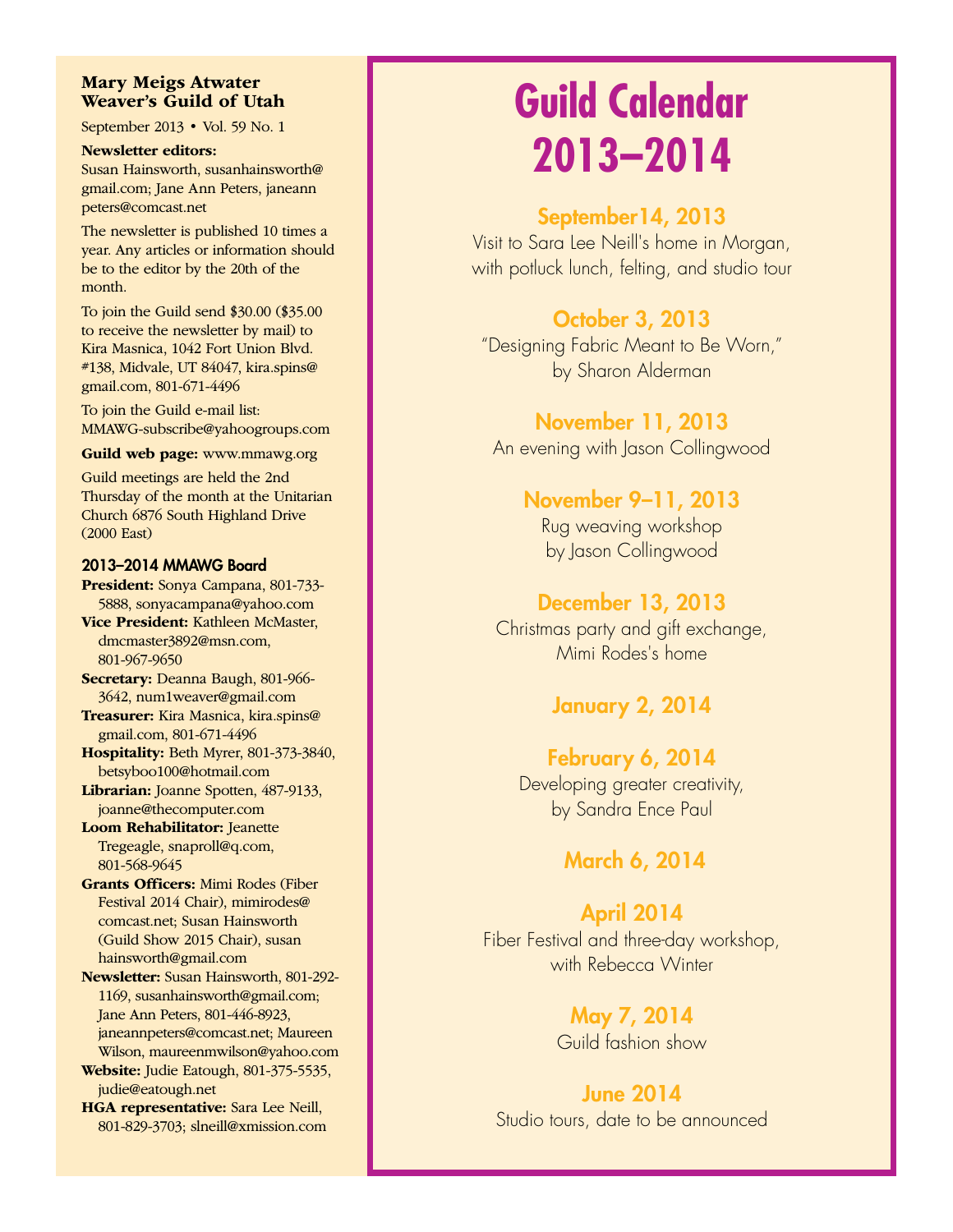**Mary Meigs Atwater Weaver's Guild of Utah**

September 2013 • Vol. 59 No. 1

**Newsletter editors:**
Susan Hainsworth, susanhainsworth@gmail.com; Jane Ann Peters, janeannpeters@comcast.net

The newsletter is published 10 times a year. Any articles or information should be to the editor by the 20th of the month.

To join the Guild send $30.00 ($35.00 to receive the newsletter by mail) to Kira Masnica, 1042 Fort Union Blvd. #138, Midvale, UT 84047, kira.spins@gmail.com, 801-671-4496

To join the Guild e-mail list: MMAWG-subscribe@yahoogroups.com

**Guild web page:** www.mmawg.org

Guild meetings are held the 2nd Thursday of the month at the Unitarian Church 6876 South Highland Drive (2000 East)

### 2013–2014 MMAWG Board

**President:** Sonya Campana, 801-733-5888, sonyacampana@yahoo.com
**Vice President:** Kathleen McMaster, dmcmaster3892@msn.com, 801-967-9650
**Secretary:** Deanna Baugh, 801-966-3642, num1weaver@gmail.com
**Treasurer:** Kira Masnica, kira.spins@gmail.com, 801-671-4496
**Hospitality:** Beth Myrer, 801-373-3840, betsyboo100@hotmail.com
**Librarian:** Joanne Spotten, 487-9133, joanne@thecomputer.com
**Loom Rehabilitator:** Jeanette Tregeagle, snaproll@q.com, 801-568-9645
**Grants Officers:** Mimi Rodes (Fiber Festival 2014 Chair), mimirodes@comcast.net; Susan Hainsworth (Guild Show 2015 Chair), susanhainsworth@gmail.com
**Newsletter:** Susan Hainsworth, 801-292-1169, susanhainsworth@gmail.com; Jane Ann Peters, 801-446-8923, janeannpeters@comcast.net; Maureen Wilson, maureenmwilson@yahoo.com
**Website:** Judie Eatough, 801-375-5535, judie@eatough.net
**HGA representative:** Sara Lee Neill, 801-829-3703; slneill@xmission.com

# Guild Calendar 2013–2014

**September14, 2013**
Visit to Sara Lee Neill's home in Morgan, with potluck lunch, felting, and studio tour

**October 3, 2013**
"Designing Fabric Meant to Be Worn," by Sharon Alderman

**November 11, 2013**
An evening with Jason Collingwood

**November 9–11, 2013**
Rug weaving workshop by Jason Collingwood

**December 13, 2013**
Christmas party and gift exchange, Mimi Rodes's home

**January 2, 2014**

**February 6, 2014**
Developing greater creativity, by Sandra Ence Paul

**March 6, 2014**

**April 2014**
Fiber Festival and three-day workshop, with Rebecca Winter

**May 7, 2014**
Guild fashion show

**June 2014**
Studio tours, date to be announced